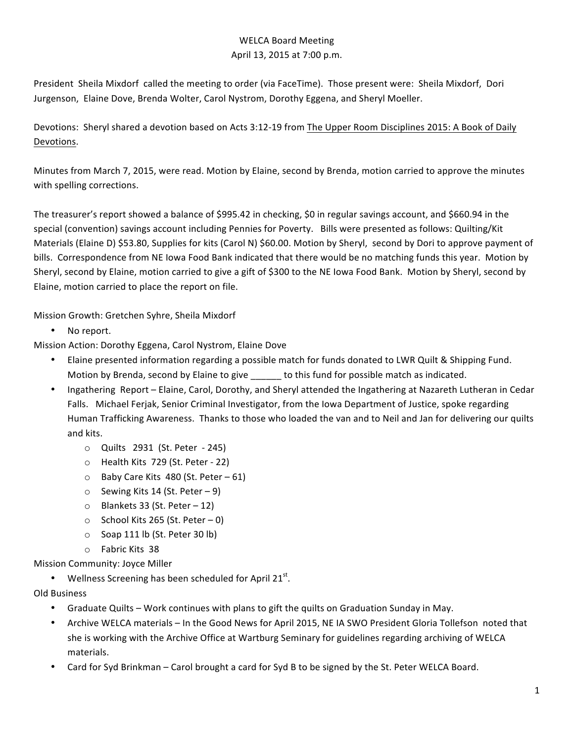WELCA Board Meeting

April 13, 2015 at 7:00 p.m.

President Sheila Mixdorf called the meeting to order (via FaceTime). Those present were: Sheila Mixdorf, Dori Jurgenson, Elaine Dove, Brenda Wolter, Carol Nystrom, Dorothy Eggena, and Sheryl Moeller.

Devotions: Sheryl shared a devotion based on Acts 3:12-19 from The Upper Room Disciplines 2015: A Book of Daily Devotions.

Minutes from March 7, 2015, were read. Motion by Elaine, second by Brenda, motion carried to approve the minutes with spelling corrections.

The treasurer's report showed a balance of $995.42 in checking, $0 in regular savings account, and $660.94 in the special (convention) savings account including Pennies for Poverty. Bills were presented as follows: Quilting/Kit Materials (Elaine D) $53.80, Supplies for kits (Carol N) $60.00. Motion by Sheryl, second by Dori to approve payment of bills. Correspondence from NE Iowa Food Bank indicated that there would be no matching funds this year. Motion by Sheryl, second by Elaine, motion carried to give a gift of $300 to the NE Iowa Food Bank. Motion by Sheryl, second by Elaine, motion carried to place the report on file.

Mission Growth: Gretchen Syhre, Sheila Mixdorf

- No report.

Mission Action: Dorothy Eggena, Carol Nystrom, Elaine Dove

- Elaine presented information regarding a possible match for funds donated to LWR Quilt & Shipping Fund. Motion by Brenda, second by Elaine to give ______ to this fund for possible match as indicated.
- Ingathering Report – Elaine, Carol, Dorothy, and Sheryl attended the Ingathering at Nazareth Lutheran in Cedar Falls. Michael Ferjak, Senior Criminal Investigator, from the Iowa Department of Justice, spoke regarding Human Trafficking Awareness. Thanks to those who loaded the van and to Neil and Jan for delivering our quilts and kits.
    - Quilts 2931 (St. Peter - 245)
    - Health Kits 729 (St. Peter - 22)
    - Baby Care Kits 480 (St. Peter – 61)
    - Sewing Kits 14 (St. Peter – 9)
    - Blankets 33 (St. Peter – 12)
    - School Kits 265 (St. Peter – 0)
    - Soap 111 lb (St. Peter 30 lb)
    - Fabric Kits 38

Mission Community: Joyce Miller

- Wellness Screening has been scheduled for April 21st.

Old Business

- Graduate Quilts – Work continues with plans to gift the quilts on Graduation Sunday in May.
- Archive WELCA materials – In the Good News for April 2015, NE IA SWO President Gloria Tollefson noted that she is working with the Archive Office at Wartburg Seminary for guidelines regarding archiving of WELCA materials.
- Card for Syd Brinkman – Carol brought a card for Syd B to be signed by the St. Peter WELCA Board.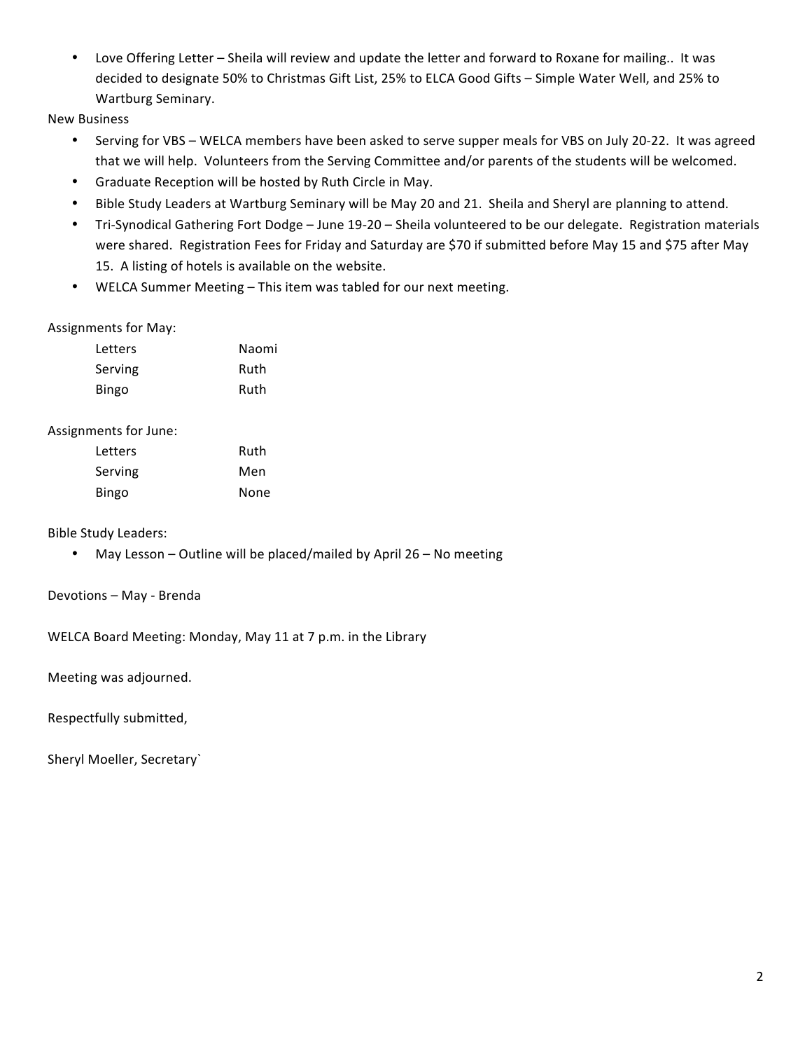- Love Offering Letter – Sheila will review and update the letter and forward to Roxane for mailing.. It was decided to designate 50% to Christmas Gift List, 25% to ELCA Good Gifts – Simple Water Well, and 25% to Wartburg Seminary.

New Business

- Serving for VBS – WELCA members have been asked to serve supper meals for VBS on July 20-22. It was agreed that we will help. Volunteers from the Serving Committee and/or parents of the students will be welcomed.
- Graduate Reception will be hosted by Ruth Circle in May.
- Bible Study Leaders at Wartburg Seminary will be May 20 and 21. Sheila and Sheryl are planning to attend.
- Tri-Synodical Gathering Fort Dodge – June 19-20 – Sheila volunteered to be our delegate. Registration materials were shared. Registration Fees for Friday and Saturday are $70 if submitted before May 15 and $75 after May 15. A listing of hotels is available on the website.
- WELCA Summer Meeting – This item was tabled for our next meeting.

Assignments for May:

| | |
|---|---|
| Letters | Naomi |
| Serving | Ruth |
| Bingo | Ruth |

Assignments for June:

| | |
|---|---|
| Letters | Ruth |
| Serving | Men |
| Bingo | None |

Bible Study Leaders:

- May Lesson – Outline will be placed/mailed by April 26 – No meeting

Devotions – May - Brenda

WELCA Board Meeting: Monday, May 11 at 7 p.m. in the Library

Meeting was adjourned.

Respectfully submitted,

Sheryl Moeller, Secretary`